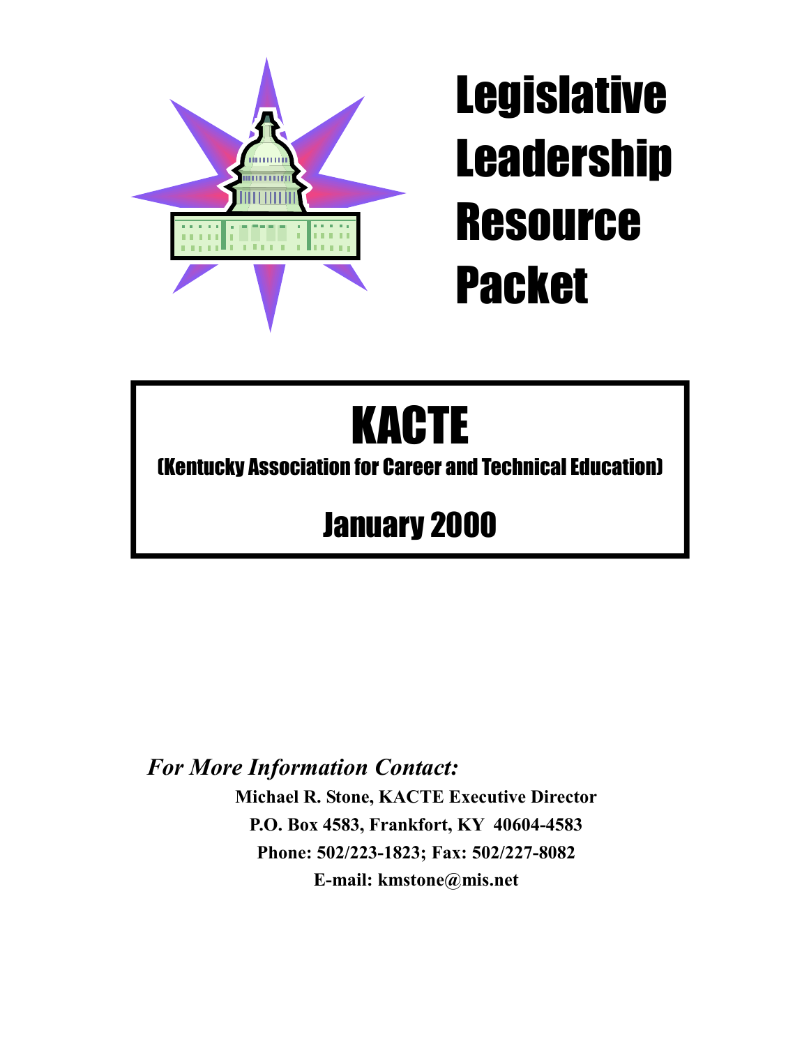# Legislative Leadership Resource Packet

## KACTE

**(Kentucky Association for Career and Technical Education)**

## January 2000

*For More Information Contact:*

**Michael R. Stone, KACTE Executive Director**
**P.O. Box 4583, Frankfort, KY 40604-4583**
**Phone: 502/223-1823; Fax: 502/227-8082**
**E-mail: kmstone@mis.net**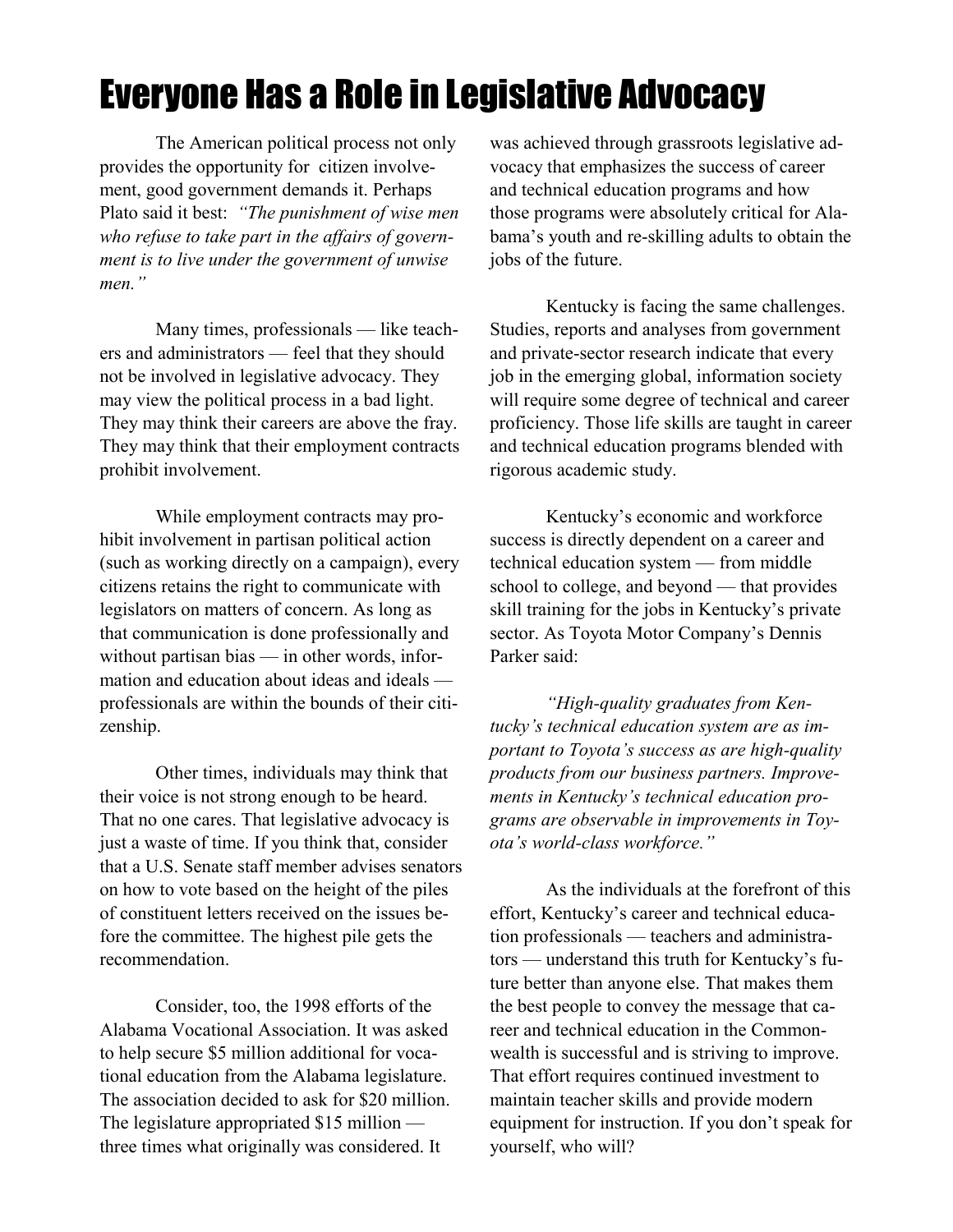# Everyone Has a Role in Legislative Advocacy

The American political process not only provides the opportunity for citizen involvement, good government demands it. Perhaps Plato said it best: *"The punishment of wise men who refuse to take part in the affairs of government is to live under the government of unwise men."*

Many times, professionals — like teachers and administrators — feel that they should not be involved in legislative advocacy. They may view the political process in a bad light. They may think their careers are above the fray. They may think that their employment contracts prohibit involvement.

While employment contracts may prohibit involvement in partisan political action (such as working directly on a campaign), every citizens retains the right to communicate with legislators on matters of concern. As long as that communication is done professionally and without partisan bias — in other words, information and education about ideas and ideals — professionals are within the bounds of their citizenship.

Other times, individuals may think that their voice is not strong enough to be heard. That no one cares. That legislative advocacy is just a waste of time. If you think that, consider that a U.S. Senate staff member advises senators on how to vote based on the height of the piles of constituent letters received on the issues before the committee. The highest pile gets the recommendation.

Consider, too, the 1998 efforts of the Alabama Vocational Association. It was asked to help secure $5 million additional for vocational education from the Alabama legislature. The association decided to ask for $20 million. The legislature appropriated $15 million — three times what originally was considered. It was achieved through grassroots legislative advocacy that emphasizes the success of career and technical education programs and how those programs were absolutely critical for Alabama's youth and re-skilling adults to obtain the jobs of the future.

Kentucky is facing the same challenges. Studies, reports and analyses from government and private-sector research indicate that every job in the emerging global, information society will require some degree of technical and career proficiency. Those life skills are taught in career and technical education programs blended with rigorous academic study.

Kentucky's economic and workforce success is directly dependent on a career and technical education system — from middle school to college, and beyond — that provides skill training for the jobs in Kentucky's private sector. As Toyota Motor Company's Dennis Parker said:

*"High-quality graduates from Kentucky's technical education system are as important to Toyota's success as are high-quality products from our business partners. Improvements in Kentucky's technical education programs are observable in improvements in Toyota's world-class workforce."*

As the individuals at the forefront of this effort, Kentucky's career and technical education professionals — teachers and administrators — understand this truth for Kentucky's future better than anyone else. That makes them the best people to convey the message that career and technical education in the Commonwealth is successful and is striving to improve. That effort requires continued investment to maintain teacher skills and provide modern equipment for instruction. If you don't speak for yourself, who will?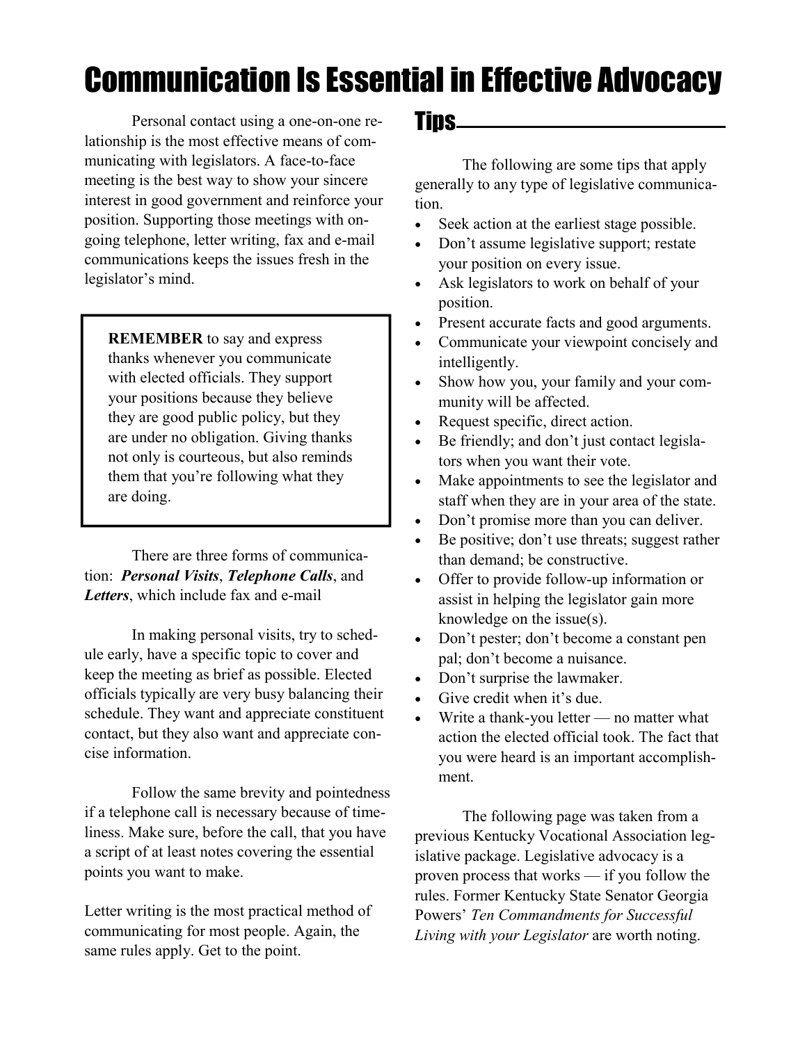# Communication Is Essential in Effective Advocacy

Personal contact using a one-on-one relationship is the most effective means of communicating with legislators. A face-to-face meeting is the best way to show your sincere interest in good government and reinforce your position. Supporting those meetings with ongoing telephone, letter writing, fax and e-mail communications keeps the issues fresh in the legislator's mind.

> **REMEMBER** to say and express thanks whenever you communicate with elected officials. They support your positions because they believe they are good public policy, but they are under no obligation. Giving thanks not only is courteous, but also reminds them that you're following what they are doing.

There are three forms of communication: ***Personal Visits***, ***Telephone Calls***, and ***Letters***, which include fax and e-mail

In making personal visits, try to schedule early, have a specific topic to cover and keep the meeting as brief as possible. Elected officials typically are very busy balancing their schedule. They want and appreciate constituent contact, but they also want and appreciate concise information.

Follow the same brevity and pointedness if a telephone call is necessary because of timeliness. Make sure, before the call, that you have a script of at least notes covering the essential points you want to make.

Letter writing is the most practical method of communicating for most people. Again, the same rules apply. Get to the point.

## Tips

The following are some tips that apply generally to any type of legislative communication.

- Seek action at the earliest stage possible.
- Don't assume legislative support; restate your position on every issue.
- Ask legislators to work on behalf of your position.
- Present accurate facts and good arguments.
- Communicate your viewpoint concisely and intelligently.
- Show how you, your family and your community will be affected.
- Request specific, direct action.
- Be friendly; and don't just contact legislators when you want their vote.
- Make appointments to see the legislator and staff when they are in your area of the state.
- Don't promise more than you can deliver.
- Be positive; don't use threats; suggest rather than demand; be constructive.
- Offer to provide follow-up information or assist in helping the legislator gain more knowledge on the issue(s).
- Don't pester; don't become a constant pen pal; don't become a nuisance.
- Don't surprise the lawmaker.
- Give credit when it's due.
- Write a thank-you letter — no matter what action the elected official took. The fact that you were heard is an important accomplishment.

The following page was taken from a previous Kentucky Vocational Association legislative package. Legislative advocacy is a proven process that works — if you follow the rules. Former Kentucky State Senator Georgia Powers' *Ten Commandments for Successful Living with your Legislator* are worth noting.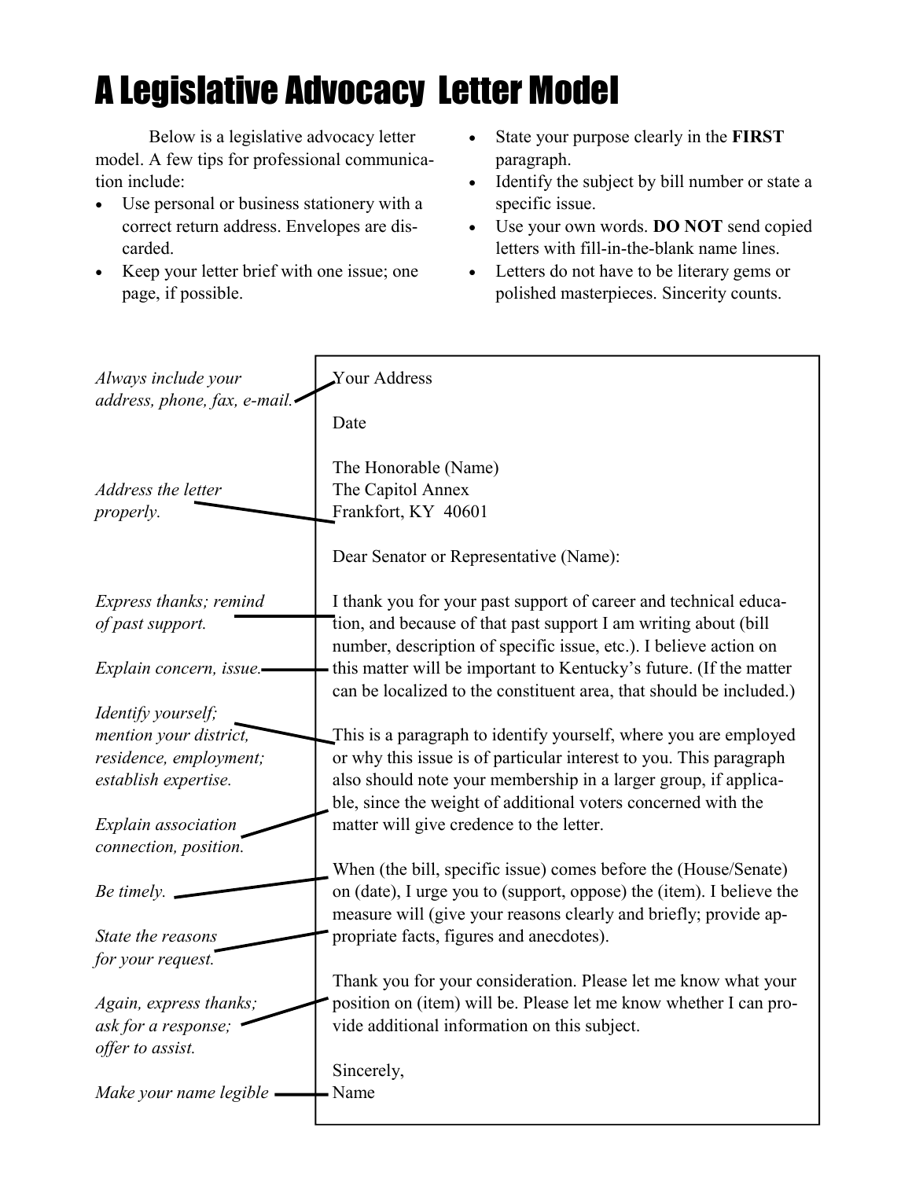# A Legislative Advocacy Letter Model

Below is a legislative advocacy letter model. A few tips for professional communication include:

- Use personal or business stationery with a correct return address. Envelopes are discarded.
- Keep your letter brief with one issue; one page, if possible.
- State your purpose clearly in the **FIRST** paragraph.
- Identify the subject by bill number or state a specific issue.
- Use your own words. **DO NOT** send copied letters with fill-in-the-blank name lines.
- Letters do not have to be literary gems or polished masterpieces. Sincerity counts.

| | |
|---|---|
| *Always include your address, phone, fax, e-mail.* | Your Address |
| | Date |
| *Address the letter properly.* | The Honorable (Name)<br>The Capitol Annex<br>Frankfort, KY 40601 |
| | Dear Senator or Representative (Name): |
| *Express thanks; remind of past support.*<br>*Explain concern, issue.* | I thank you for your past support of career and technical education, and because of that past support I am writing about (bill number, description of specific issue, etc.). I believe action on this matter will be important to Kentucky's future. (If the matter can be localized to the constituent area, that should be included.) |
| *Identify yourself; mention your district, residence, employment; establish expertise.*<br>*Explain association connection, position.* | This is a paragraph to identify yourself, where you are employed or why this issue is of particular interest to you. This paragraph also should note your membership in a larger group, if applicable, since the weight of additional voters concerned with the matter will give credence to the letter. |
| *Be timely.*<br>*State the reasons for your request.* | When (the bill, specific issue) comes before the (House/Senate) on (date), I urge you to (support, oppose) the (item). I believe the measure will (give your reasons clearly and briefly; provide appropriate facts, figures and anecdotes). |
| *Again, express thanks; ask for a response; offer to assist.* | Thank you for your consideration. Please let me know what your position on (item) will be. Please let me know whether I can provide additional information on this subject. |
| *Make your name legible* | Sincerely,<br>Name |